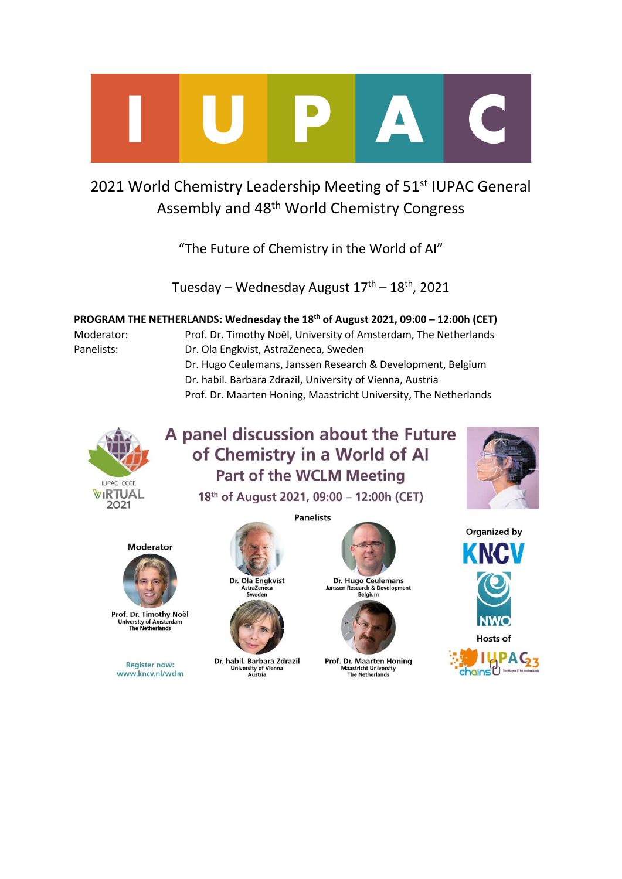# IUPAC

## 2021 World Chemistry Leadership Meeting of 51st IUPAC General Assembly and 48th World Chemistry Congress

"The Future of Chemistry in the World of AI"

Tuesday – Wednesday August 17th – 18th, 2021

**PROGRAM THE NETHERLANDS: Wednesday the 18th of August 2021, 09:00 – 12:00h (CET)**

| | |
|---|---|
| Moderator: | Prof. Dr. Timothy Noël, University of Amsterdam, The Netherlands |
| Panelists: | Dr. Ola Engkvist, AstraZeneca, Sweden |
| | Dr. Hugo Ceulemans, Janssen Research & Development, Belgium |
| | Dr. habil. Barbara Zdrazil, University of Vienna, Austria |
| | Prof. Dr. Maarten Honing, Maastricht University, The Netherlands |

IUPAC | CCCE VIRTUAL 2021

## A panel discussion about the Future of Chemistry in a World of AI

### Part of the WCLM Meeting

**18th of August 2021, 09:00 – 12:00h (CET)**

**Moderator**

**Prof. Dr. Timothy Noël**
University of Amsterdam
The Netherlands

**Panelists**

**Dr. Ola Engkvist**
AstraZeneca
Sweden

**Dr. Hugo Ceulemans**
Janssen Research & Development
Belgium

**Dr. habil. Barbara Zdrazil**
University of Vienna
Austria

**Prof. Dr. Maarten Honing**
Maastricht University
The Netherlands

**Organized by**

KNCV

NWO

**Hosts of**

IUPAC23 chains

Register now: www.kncv.nl/wclm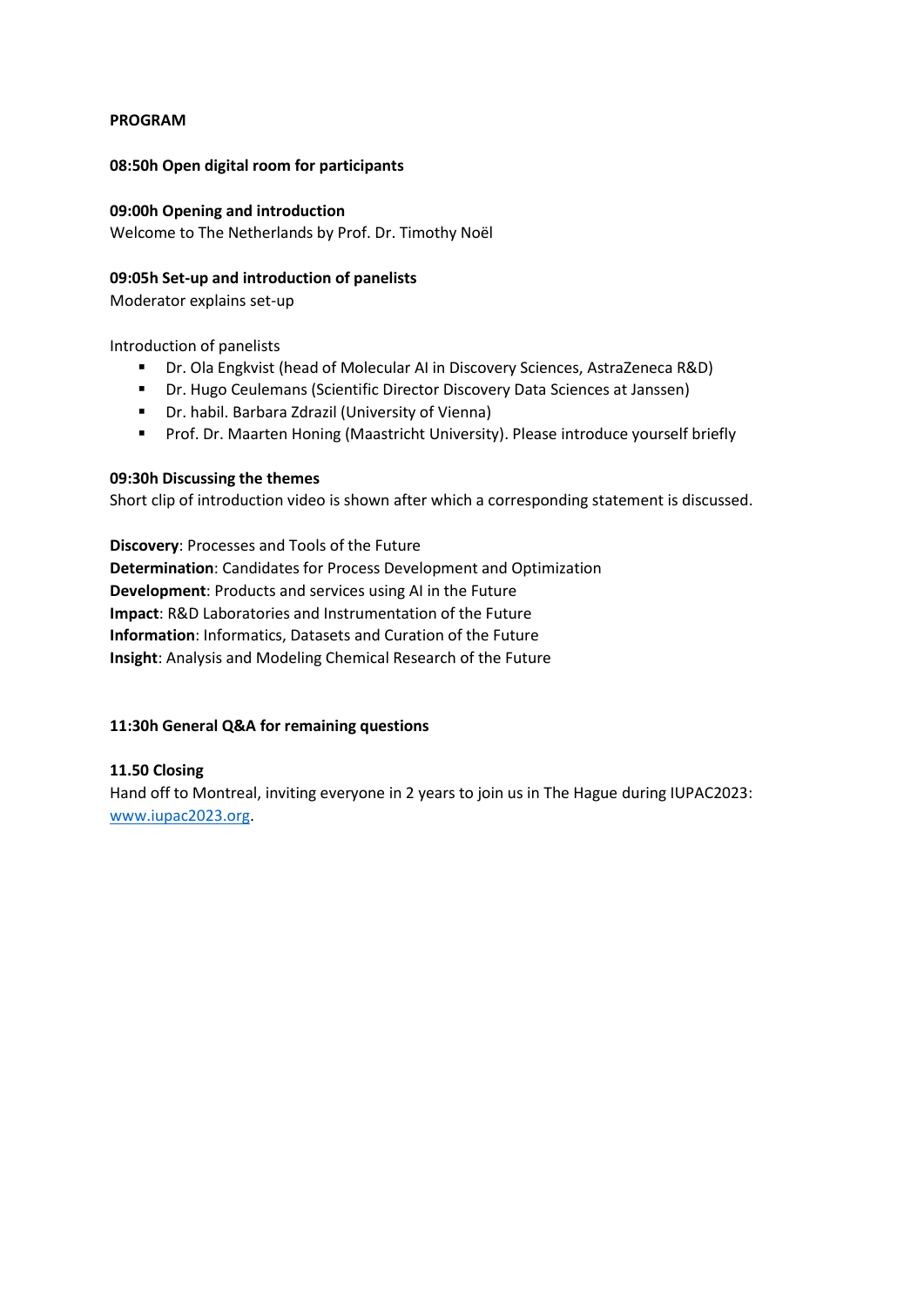**PROGRAM**

**08:50h Open digital room for participants**

**09:00h Opening and introduction**
Welcome to The Netherlands by Prof. Dr. Timothy Noël

**09:05h Set-up and introduction of panelists**
Moderator explains set-up

Introduction of panelists

- Dr. Ola Engkvist (head of Molecular AI in Discovery Sciences, AstraZeneca R&D)
- Dr. Hugo Ceulemans (Scientific Director Discovery Data Sciences at Janssen)
- Dr. habil. Barbara Zdrazil (University of Vienna)
- Prof. Dr. Maarten Honing (Maastricht University). Please introduce yourself briefly

**09:30h Discussing the themes**
Short clip of introduction video is shown after which a corresponding statement is discussed.

**Discovery**: Processes and Tools of the Future
**Determination**: Candidates for Process Development and Optimization
**Development**: Products and services using AI in the Future
**Impact**: R&D Laboratories and Instrumentation of the Future
**Information**: Informatics, Datasets and Curation of the Future
**Insight**: Analysis and Modeling Chemical Research of the Future

**11:30h General Q&A for remaining questions**

**11.50 Closing**
Hand off to Montreal, inviting everyone in 2 years to join us in The Hague during IUPAC2023: www.iupac2023.org.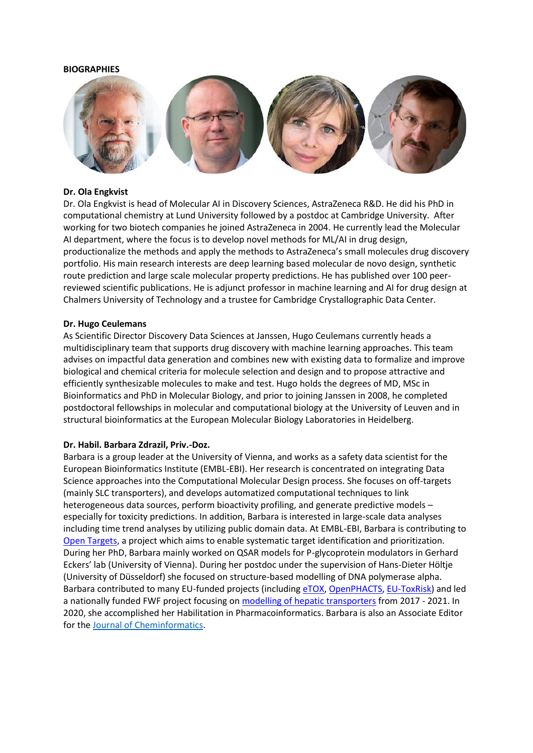**BIOGRAPHIES**

**Dr. Ola Engkvist**

Dr. Ola Engkvist is head of Molecular AI in Discovery Sciences, AstraZeneca R&D. He did his PhD in computational chemistry at Lund University followed by a postdoc at Cambridge University. After working for two biotech companies he joined AstraZeneca in 2004. He currently lead the Molecular AI department, where the focus is to develop novel methods for ML/AI in drug design, productionalize the methods and apply the methods to AstraZeneca's small molecules drug discovery portfolio. His main research interests are deep learning based molecular de novo design, synthetic route prediction and large scale molecular property predictions. He has published over 100 peer-reviewed scientific publications. He is adjunct professor in machine learning and AI for drug design at Chalmers University of Technology and a trustee for Cambridge Crystallographic Data Center.

**Dr. Hugo Ceulemans**

As Scientific Director Discovery Data Sciences at Janssen, Hugo Ceulemans currently heads a multidisciplinary team that supports drug discovery with machine learning approaches. This team advises on impactful data generation and combines new with existing data to formalize and improve biological and chemical criteria for molecule selection and design and to propose attractive and efficiently synthesizable molecules to make and test. Hugo holds the degrees of MD, MSc in Bioinformatics and PhD in Molecular Biology, and prior to joining Janssen in 2008, he completed postdoctoral fellowships in molecular and computational biology at the University of Leuven and in structural bioinformatics at the European Molecular Biology Laboratories in Heidelberg.

**Dr. Habil. Barbara Zdrazil, Priv.-Doz.**

Barbara is a group leader at the University of Vienna, and works as a safety data scientist for the European Bioinformatics Institute (EMBL-EBI). Her research is concentrated on integrating Data Science approaches into the Computational Molecular Design process. She focuses on off-targets (mainly SLC transporters), and develops automatized computational techniques to link heterogeneous data sources, perform bioactivity profiling, and generate predictive models – especially for toxicity predictions. In addition, Barbara is interested in large-scale data analyses including time trend analyses by utilizing public domain data. At EMBL-EBI, Barbara is contributing to Open Targets, a project which aims to enable systematic target identification and prioritization. During her PhD, Barbara mainly worked on QSAR models for P-glycoprotein modulators in Gerhard Eckers' lab (University of Vienna). During her postdoc under the supervision of Hans-Dieter Höltje (University of Düsseldorf) she focused on structure-based modelling of DNA polymerase alpha. Barbara contributed to many EU-funded projects (including eTOX, OpenPHACTS, EU-ToxRisk) and led a nationally funded FWF project focusing on modelling of hepatic transporters from 2017 - 2021. In 2020, she accomplished her Habilitation in Pharmacoinformatics. Barbara is also an Associate Editor for the Journal of Cheminformatics.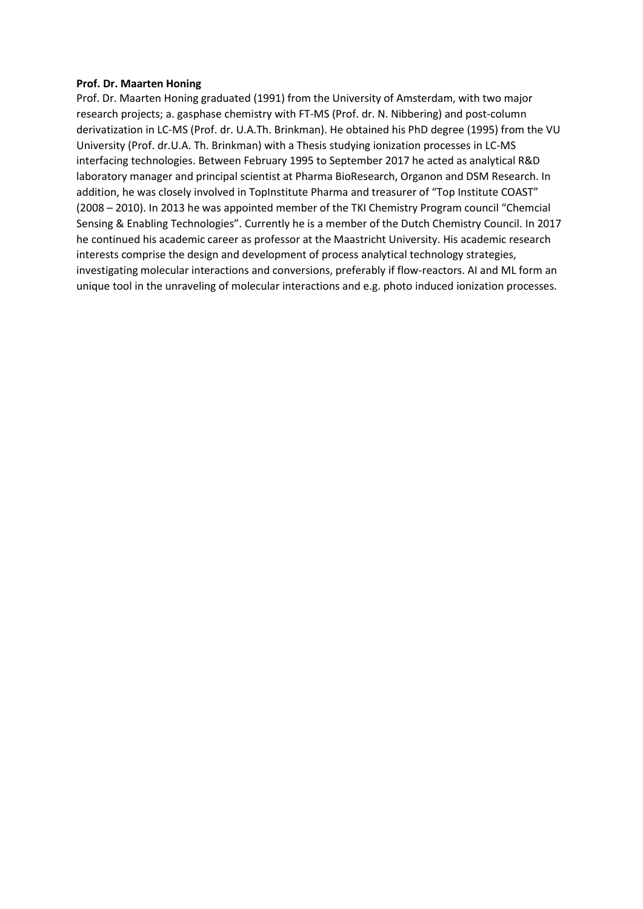**Prof. Dr. Maarten Honing**

Prof. Dr. Maarten Honing graduated (1991) from the University of Amsterdam, with two major research projects; a. gasphase chemistry with FT-MS (Prof. dr. N. Nibbering) and post-column derivatization in LC-MS (Prof. dr. U.A.Th. Brinkman). He obtained his PhD degree (1995) from the VU University (Prof. dr.U.A. Th. Brinkman) with a Thesis studying ionization processes in LC-MS interfacing technologies. Between February 1995 to September 2017 he acted as analytical R&D laboratory manager and principal scientist at Pharma BioResearch, Organon and DSM Research. In addition, he was closely involved in TopInstitute Pharma and treasurer of "Top Institute COAST" (2008 – 2010). In 2013 he was appointed member of the TKI Chemistry Program council "Chemcial Sensing & Enabling Technologies". Currently he is a member of the Dutch Chemistry Council. In 2017 he continued his academic career as professor at the Maastricht University. His academic research interests comprise the design and development of process analytical technology strategies, investigating molecular interactions and conversions, preferably if flow-reactors. AI and ML form an unique tool in the unraveling of molecular interactions and e.g. photo induced ionization processes.